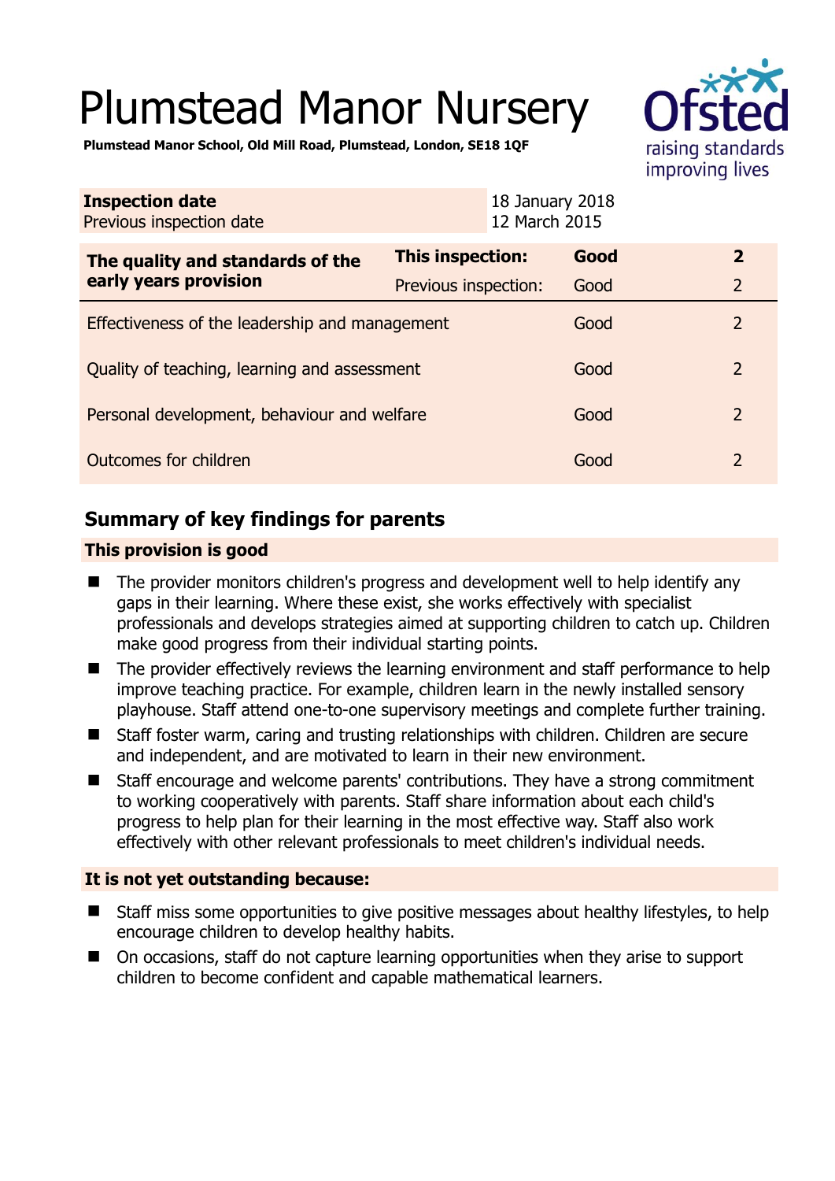# Plumstead Manor Nursery

**Plumstead Manor School, Old Mill Road, Plumstead, London, SE18 1QF**

| **Inspection date** | 18 January 2018 |
|---|---|
| Previous inspection date | 12 March 2015 |

| **The quality and standards of the early years provision** | **This inspection:** | **Good** | **2** |
|---|---|---|---|
| | Previous inspection: | Good | 2 |
| Effectiveness of the leadership and management | | Good | 2 |
| Quality of teaching, learning and assessment | | Good | 2 |
| Personal development, behaviour and welfare | | Good | 2 |
| Outcomes for children | | Good | 2 |

## Summary of key findings for parents

**This provision is good**

- The provider monitors children's progress and development well to help identify any gaps in their learning. Where these exist, she works effectively with specialist professionals and develops strategies aimed at supporting children to catch up. Children make good progress from their individual starting points.
- The provider effectively reviews the learning environment and staff performance to help improve teaching practice. For example, children learn in the newly installed sensory playhouse. Staff attend one-to-one supervisory meetings and complete further training.
- Staff foster warm, caring and trusting relationships with children. Children are secure and independent, and are motivated to learn in their new environment.
- Staff encourage and welcome parents' contributions. They have a strong commitment to working cooperatively with parents. Staff share information about each child's progress to help plan for their learning in the most effective way. Staff also work effectively with other relevant professionals to meet children's individual needs.

**It is not yet outstanding because:**

- Staff miss some opportunities to give positive messages about healthy lifestyles, to help encourage children to develop healthy habits.
- On occasions, staff do not capture learning opportunities when they arise to support children to become confident and capable mathematical learners.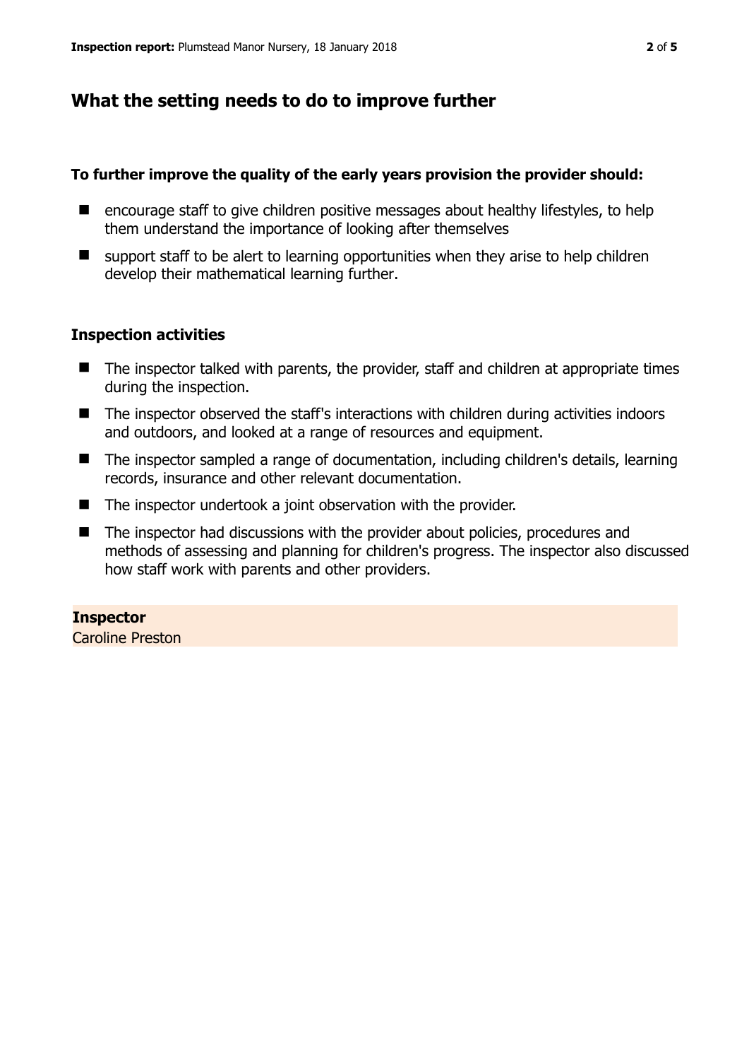## What the setting needs to do to improve further

**To further improve the quality of the early years provision the provider should:**

- encourage staff to give children positive messages about healthy lifestyles, to help them understand the importance of looking after themselves
- support staff to be alert to learning opportunities when they arise to help children develop their mathematical learning further.

### Inspection activities

- The inspector talked with parents, the provider, staff and children at appropriate times during the inspection.
- The inspector observed the staff's interactions with children during activities indoors and outdoors, and looked at a range of resources and equipment.
- The inspector sampled a range of documentation, including children's details, learning records, insurance and other relevant documentation.
- The inspector undertook a joint observation with the provider.
- The inspector had discussions with the provider about policies, procedures and methods of assessing and planning for children's progress. The inspector also discussed how staff work with parents and other providers.

**Inspector**
Caroline Preston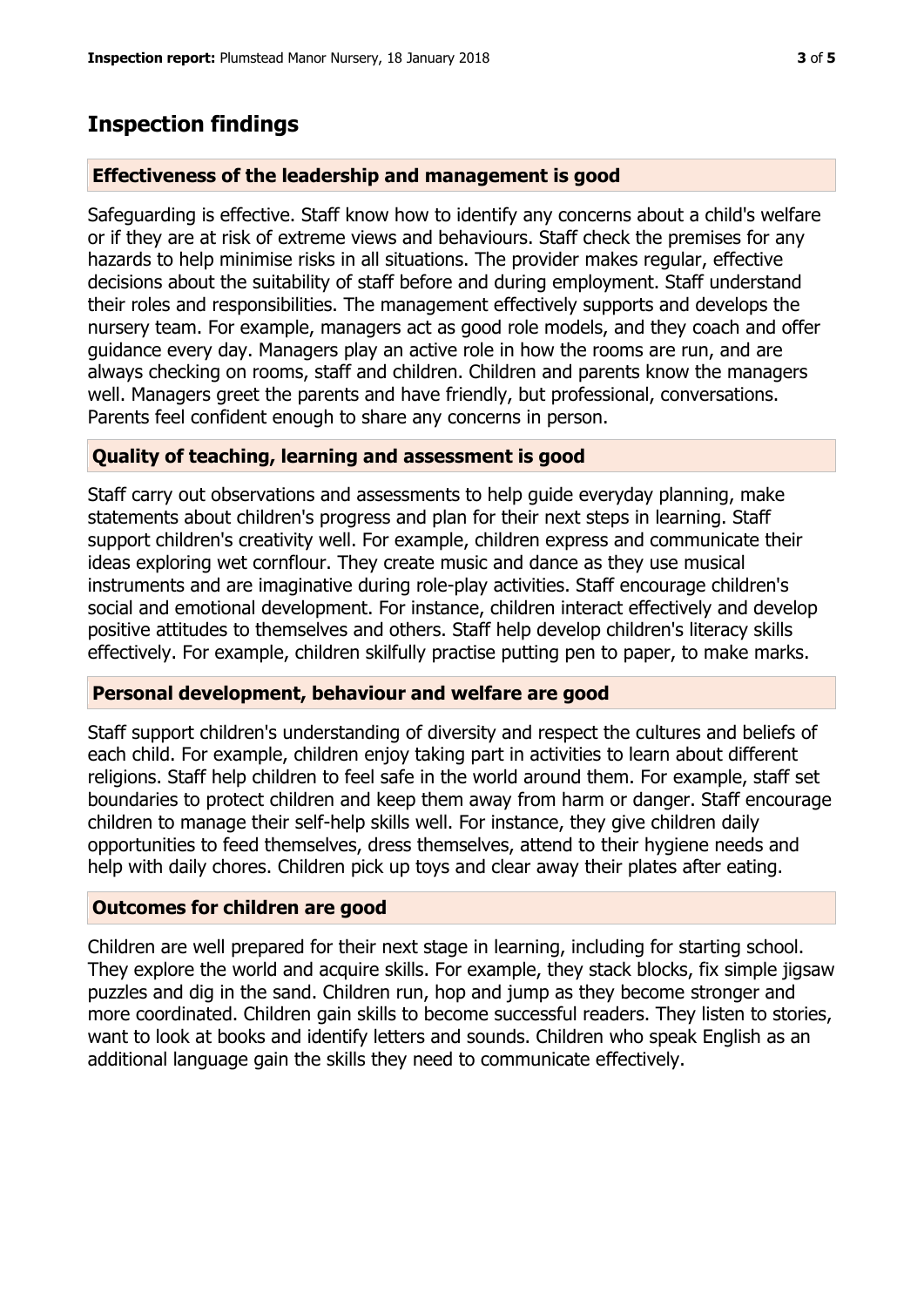## Inspection findings

### Effectiveness of the leadership and management is good

Safeguarding is effective. Staff know how to identify any concerns about a child's welfare or if they are at risk of extreme views and behaviours. Staff check the premises for any hazards to help minimise risks in all situations. The provider makes regular, effective decisions about the suitability of staff before and during employment. Staff understand their roles and responsibilities. The management effectively supports and develops the nursery team. For example, managers act as good role models, and they coach and offer guidance every day. Managers play an active role in how the rooms are run, and are always checking on rooms, staff and children. Children and parents know the managers well. Managers greet the parents and have friendly, but professional, conversations. Parents feel confident enough to share any concerns in person.

### Quality of teaching, learning and assessment is good

Staff carry out observations and assessments to help guide everyday planning, make statements about children's progress and plan for their next steps in learning. Staff support children's creativity well. For example, children express and communicate their ideas exploring wet cornflour. They create music and dance as they use musical instruments and are imaginative during role-play activities. Staff encourage children's social and emotional development. For instance, children interact effectively and develop positive attitudes to themselves and others. Staff help develop children's literacy skills effectively. For example, children skilfully practise putting pen to paper, to make marks.

### Personal development, behaviour and welfare are good

Staff support children's understanding of diversity and respect the cultures and beliefs of each child. For example, children enjoy taking part in activities to learn about different religions. Staff help children to feel safe in the world around them. For example, staff set boundaries to protect children and keep them away from harm or danger. Staff encourage children to manage their self-help skills well. For instance, they give children daily opportunities to feed themselves, dress themselves, attend to their hygiene needs and help with daily chores. Children pick up toys and clear away their plates after eating.

### Outcomes for children are good

Children are well prepared for their next stage in learning, including for starting school. They explore the world and acquire skills. For example, they stack blocks, fix simple jigsaw puzzles and dig in the sand. Children run, hop and jump as they become stronger and more coordinated. Children gain skills to become successful readers. They listen to stories, want to look at books and identify letters and sounds. Children who speak English as an additional language gain the skills they need to communicate effectively.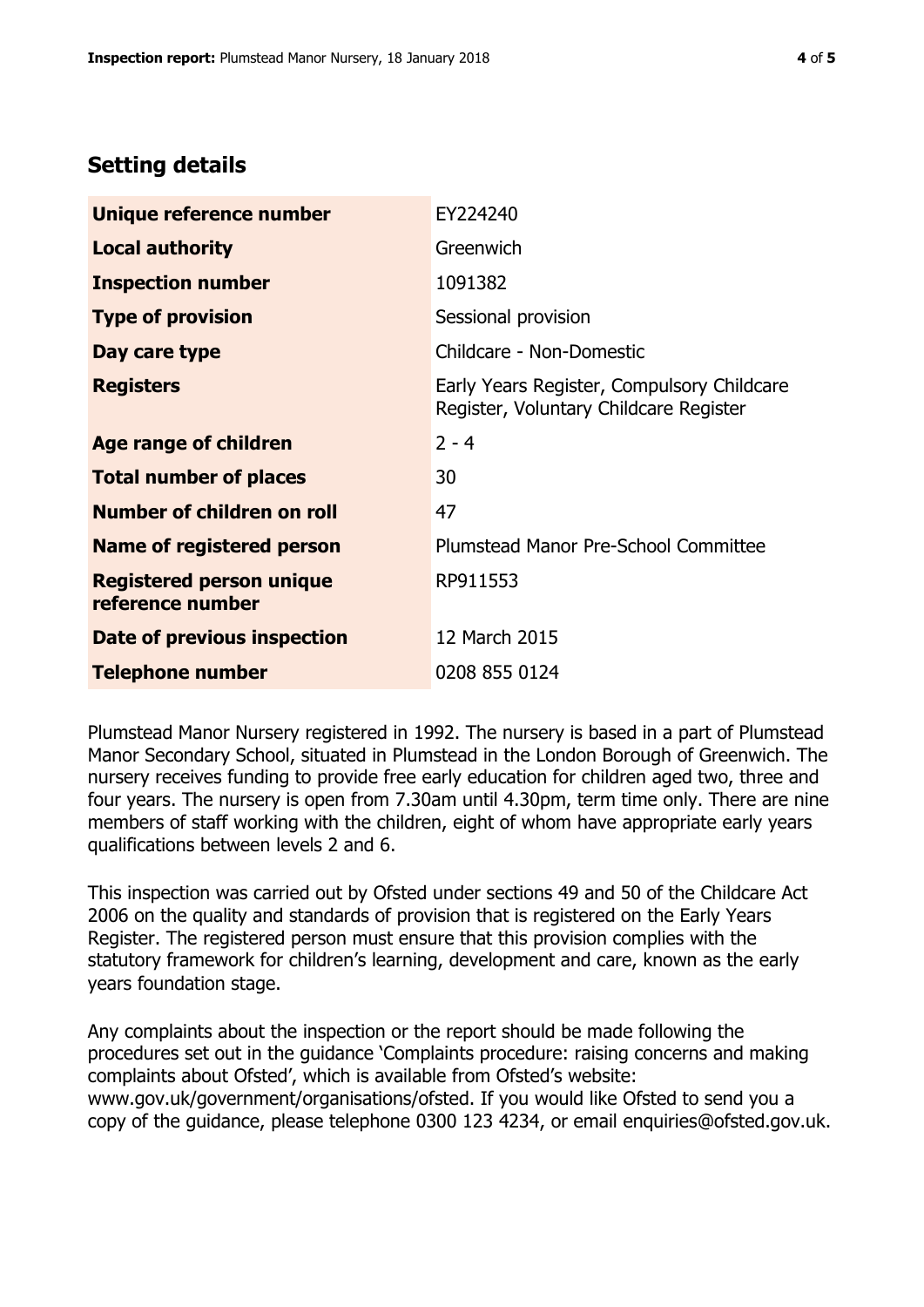## Setting details

| | |
|---|---|
| **Unique reference number** | EY224240 |
| **Local authority** | Greenwich |
| **Inspection number** | 1091382 |
| **Type of provision** | Sessional provision |
| **Day care type** | Childcare - Non-Domestic |
| **Registers** | Early Years Register, Compulsory Childcare Register, Voluntary Childcare Register |
| **Age range of children** | 2 - 4 |
| **Total number of places** | 30 |
| **Number of children on roll** | 47 |
| **Name of registered person** | Plumstead Manor Pre-School Committee |
| **Registered person unique reference number** | RP911553 |
| **Date of previous inspection** | 12 March 2015 |
| **Telephone number** | 0208 855 0124 |

Plumstead Manor Nursery registered in 1992. The nursery is based in a part of Plumstead Manor Secondary School, situated in Plumstead in the London Borough of Greenwich. The nursery receives funding to provide free early education for children aged two, three and four years. The nursery is open from 7.30am until 4.30pm, term time only. There are nine members of staff working with the children, eight of whom have appropriate early years qualifications between levels 2 and 6.

This inspection was carried out by Ofsted under sections 49 and 50 of the Childcare Act 2006 on the quality and standards of provision that is registered on the Early Years Register. The registered person must ensure that this provision complies with the statutory framework for children's learning, development and care, known as the early years foundation stage.

Any complaints about the inspection or the report should be made following the procedures set out in the guidance 'Complaints procedure: raising concerns and making complaints about Ofsted', which is available from Ofsted's website: www.gov.uk/government/organisations/ofsted. If you would like Ofsted to send you a copy of the guidance, please telephone 0300 123 4234, or email enquiries@ofsted.gov.uk.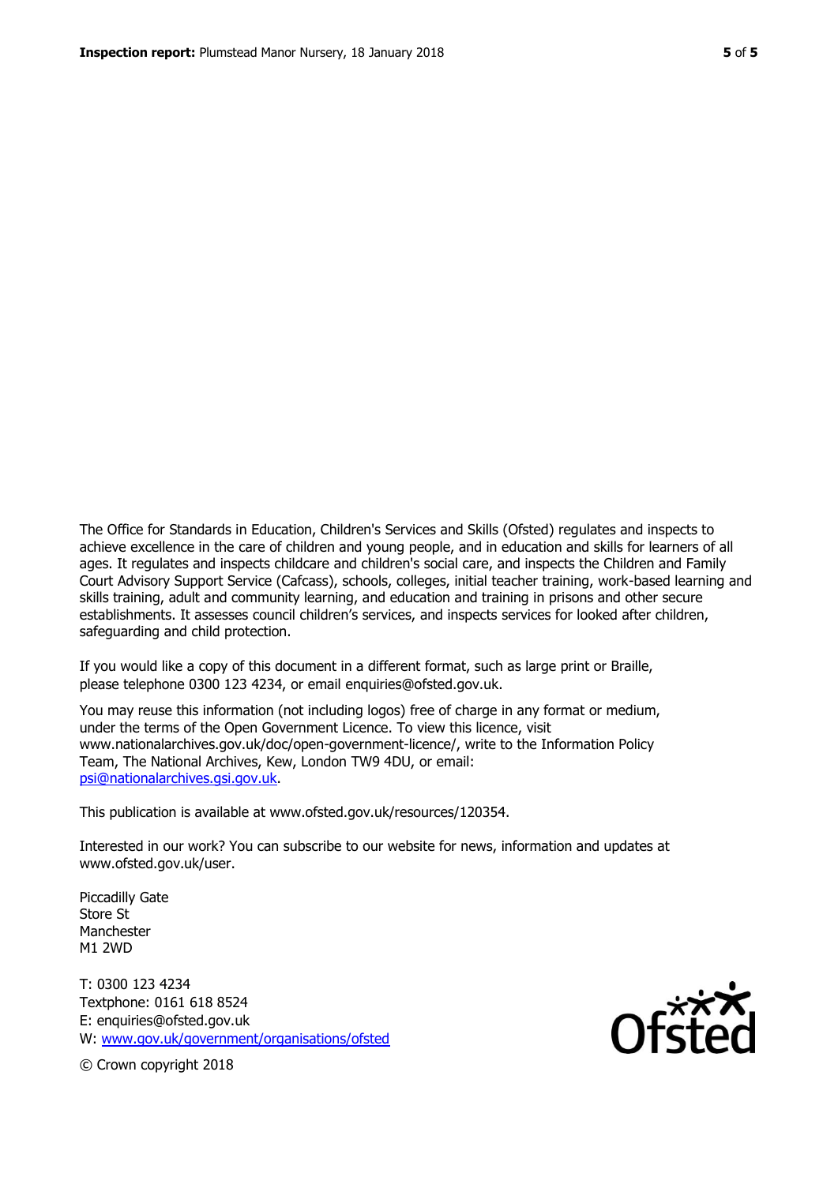The Office for Standards in Education, Children's Services and Skills (Ofsted) regulates and inspects to achieve excellence in the care of children and young people, and in education and skills for learners of all ages. It regulates and inspects childcare and children's social care, and inspects the Children and Family Court Advisory Support Service (Cafcass), schools, colleges, initial teacher training, work-based learning and skills training, adult and community learning, and education and training in prisons and other secure establishments. It assesses council children's services, and inspects services for looked after children, safeguarding and child protection.

If you would like a copy of this document in a different format, such as large print or Braille, please telephone 0300 123 4234, or email enquiries@ofsted.gov.uk.

You may reuse this information (not including logos) free of charge in any format or medium, under the terms of the Open Government Licence. To view this licence, visit www.nationalarchives.gov.uk/doc/open-government-licence/, write to the Information Policy Team, The National Archives, Kew, London TW9 4DU, or email: psi@nationalarchives.gsi.gov.uk.

This publication is available at www.ofsted.gov.uk/resources/120354.

Interested in our work? You can subscribe to our website for news, information and updates at www.ofsted.gov.uk/user.

Piccadilly Gate
Store St
Manchester
M1 2WD

T: 0300 123 4234
Textphone: 0161 618 8524
E: enquiries@ofsted.gov.uk
W: www.gov.uk/government/organisations/ofsted

© Crown copyright 2018